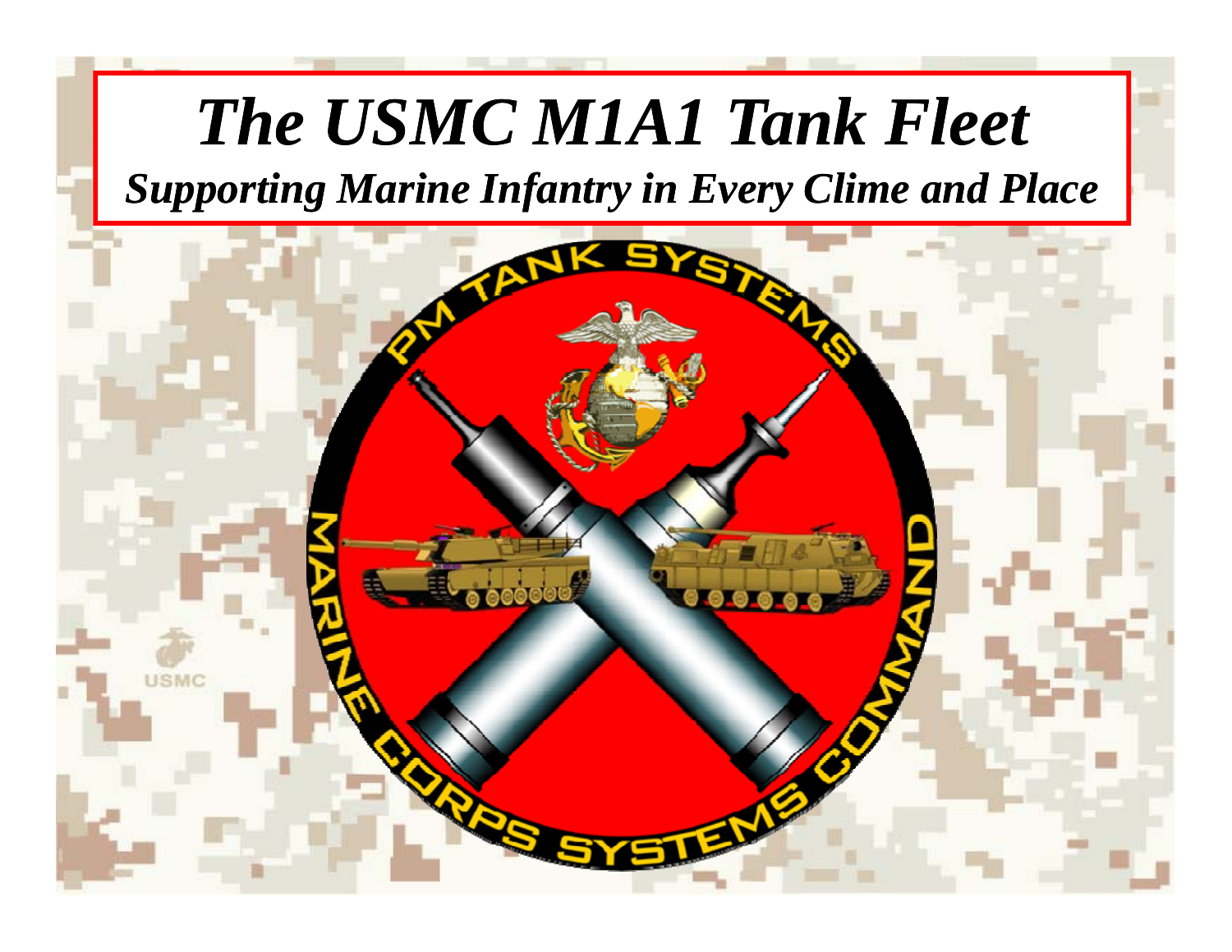# *The USMC M1A1 Tank Fleet*

## *Supporting Marine Infantry in Every Clime and Place*

PM TANK SYSTEMS

MARINE CORPS SYSTEMS COMMAND

USMC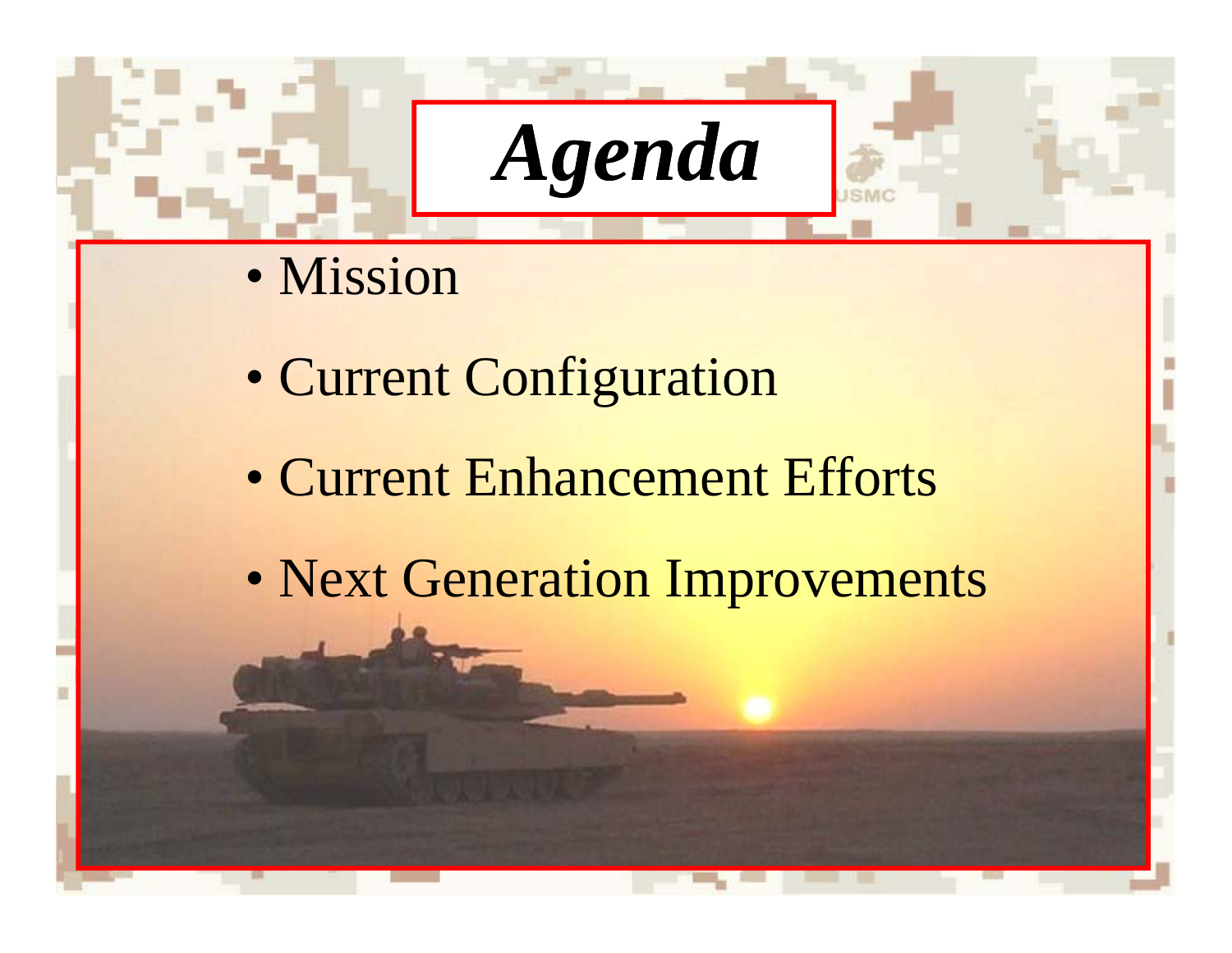# *Agenda*

- Mission
- Current Configuration
- Current Enhancement Efforts
- Next Generation Improvements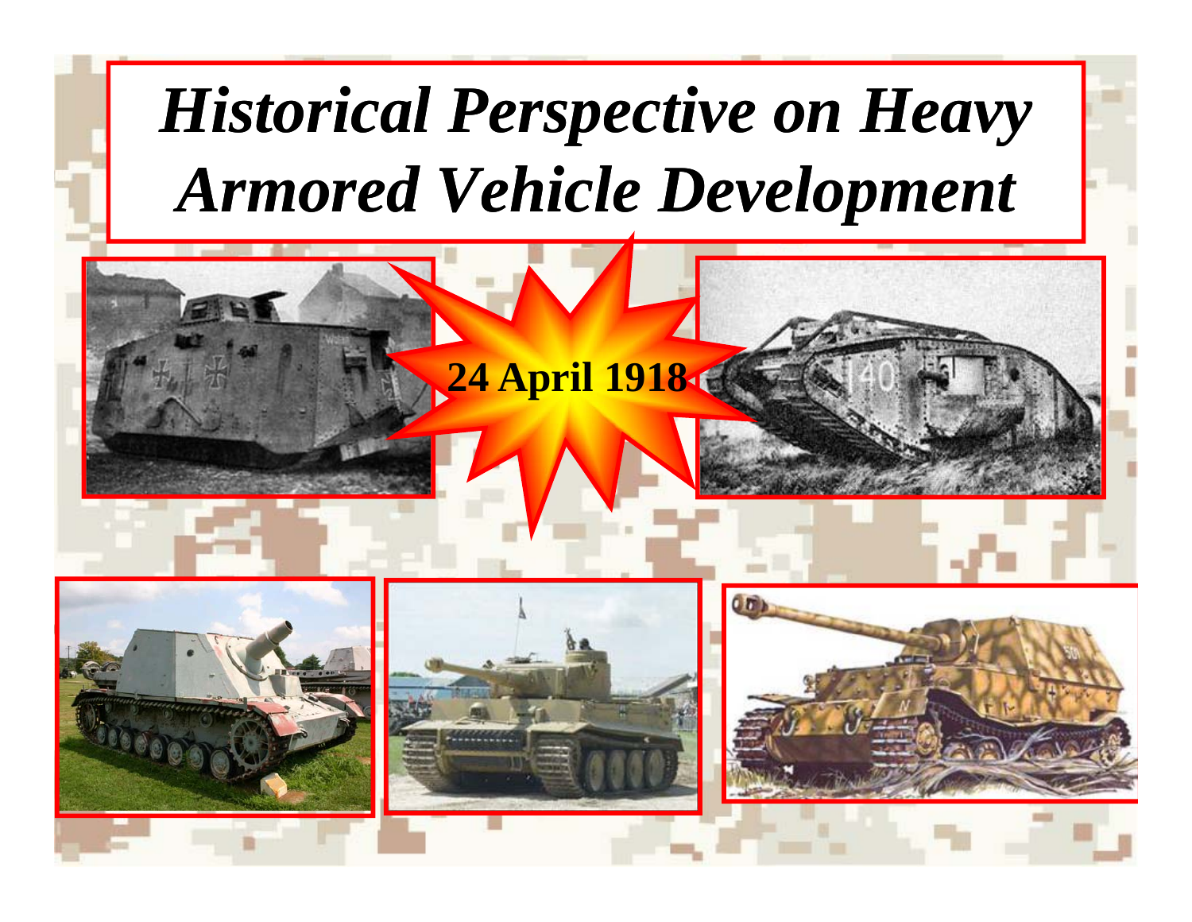# *Historical Perspective on Heavy Armored Vehicle Development*

**24 April 1918**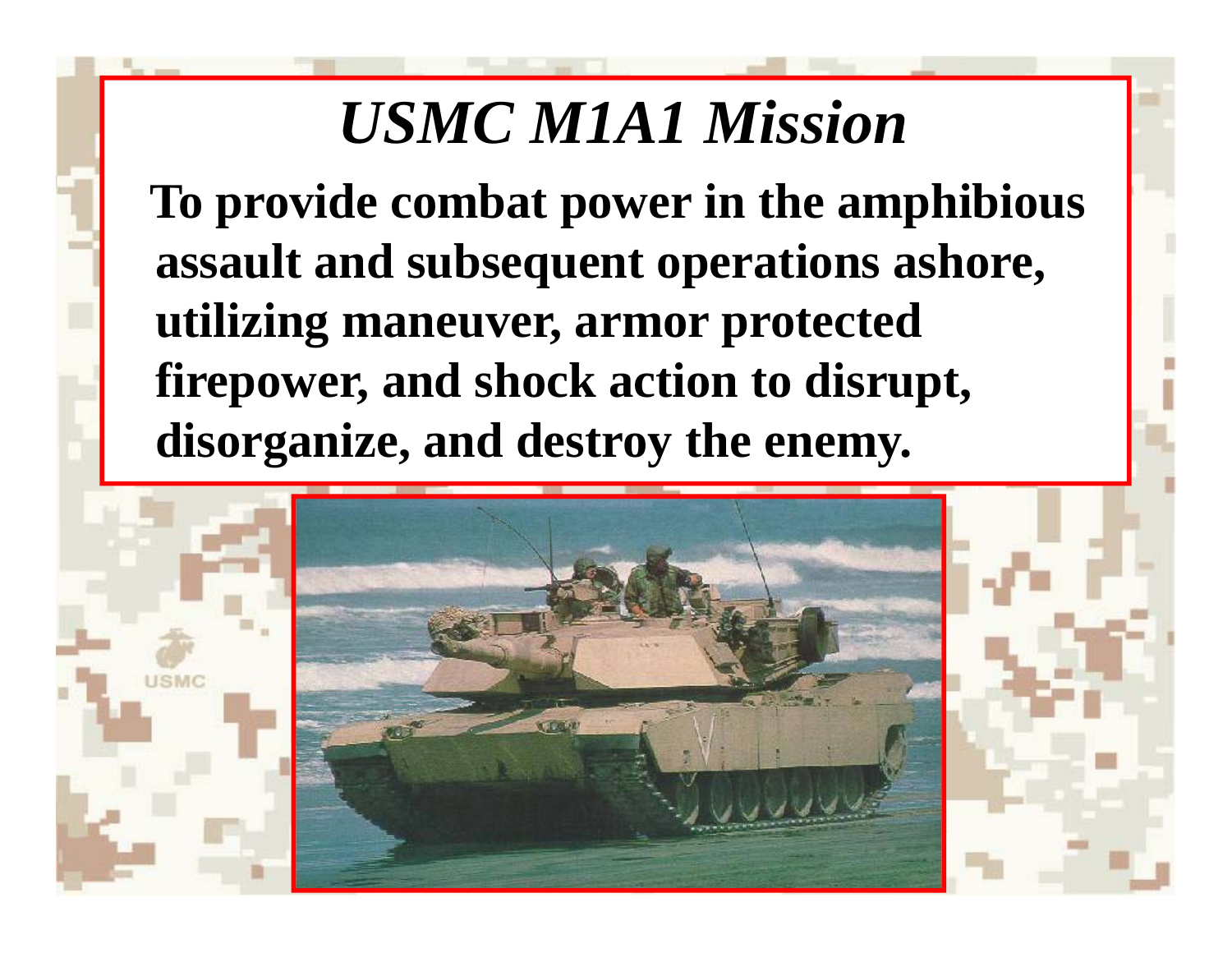# *USMC M1A1 Mission*

**To provide combat power in the amphibious assault and subsequent operations ashore, utilizing maneuver, armor protected firepower, and shock action to disrupt, disorganize, and destroy the enemy.**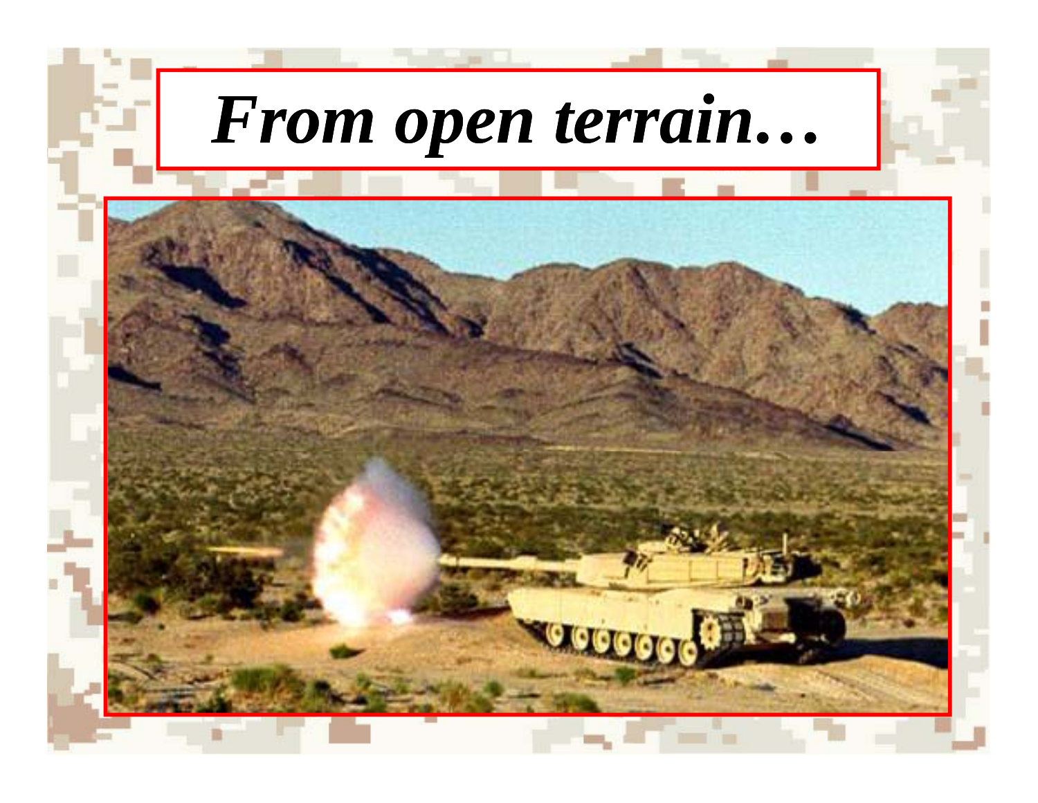# *From open terrain…*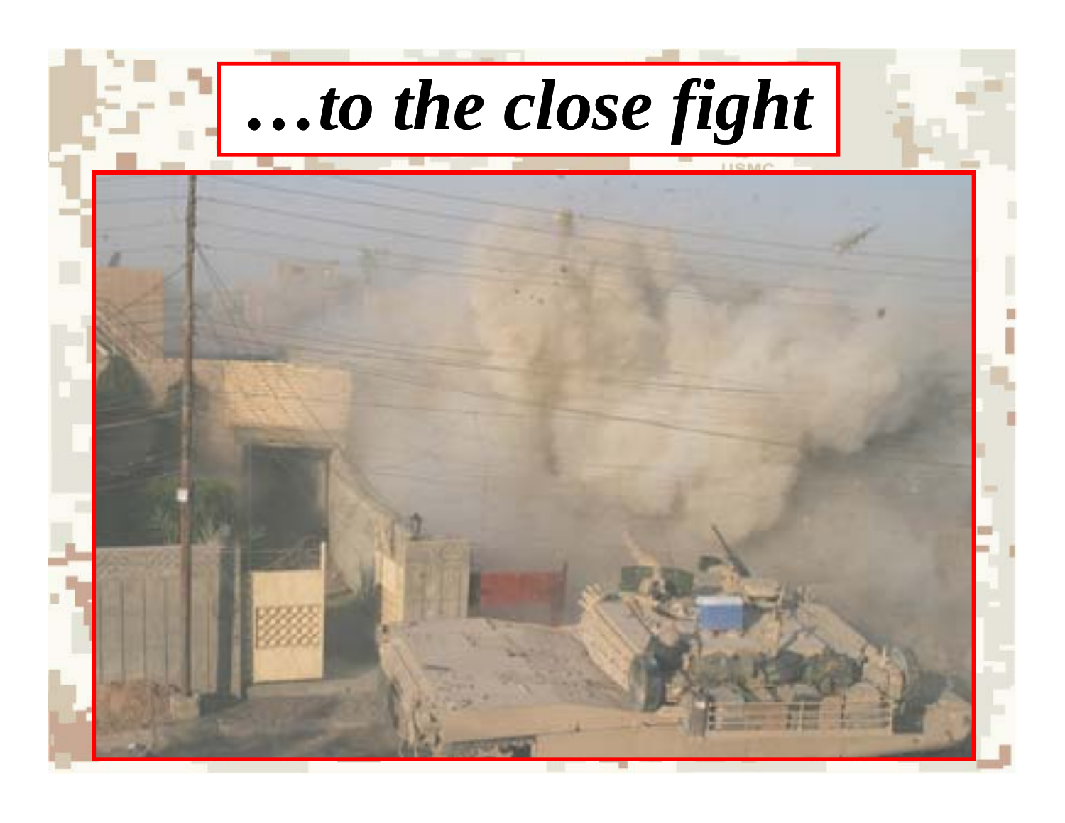# *…to the close fight*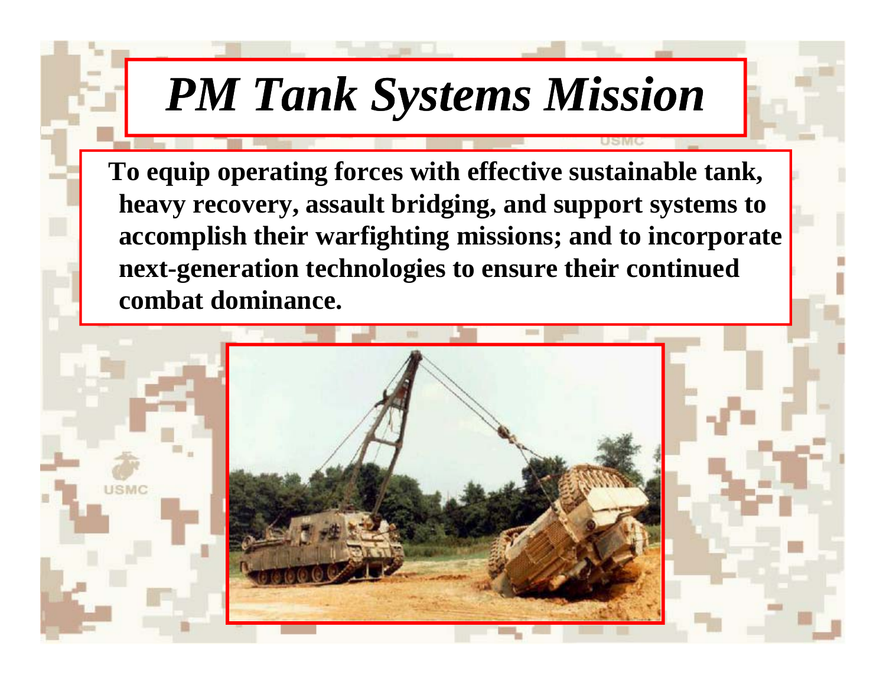# *PM Tank Systems Mission*

**To equip operating forces with effective sustainable tank, heavy recovery, assault bridging, and support systems to accomplish their warfighting missions; and to incorporate next-generation technologies to ensure their continued combat dominance.**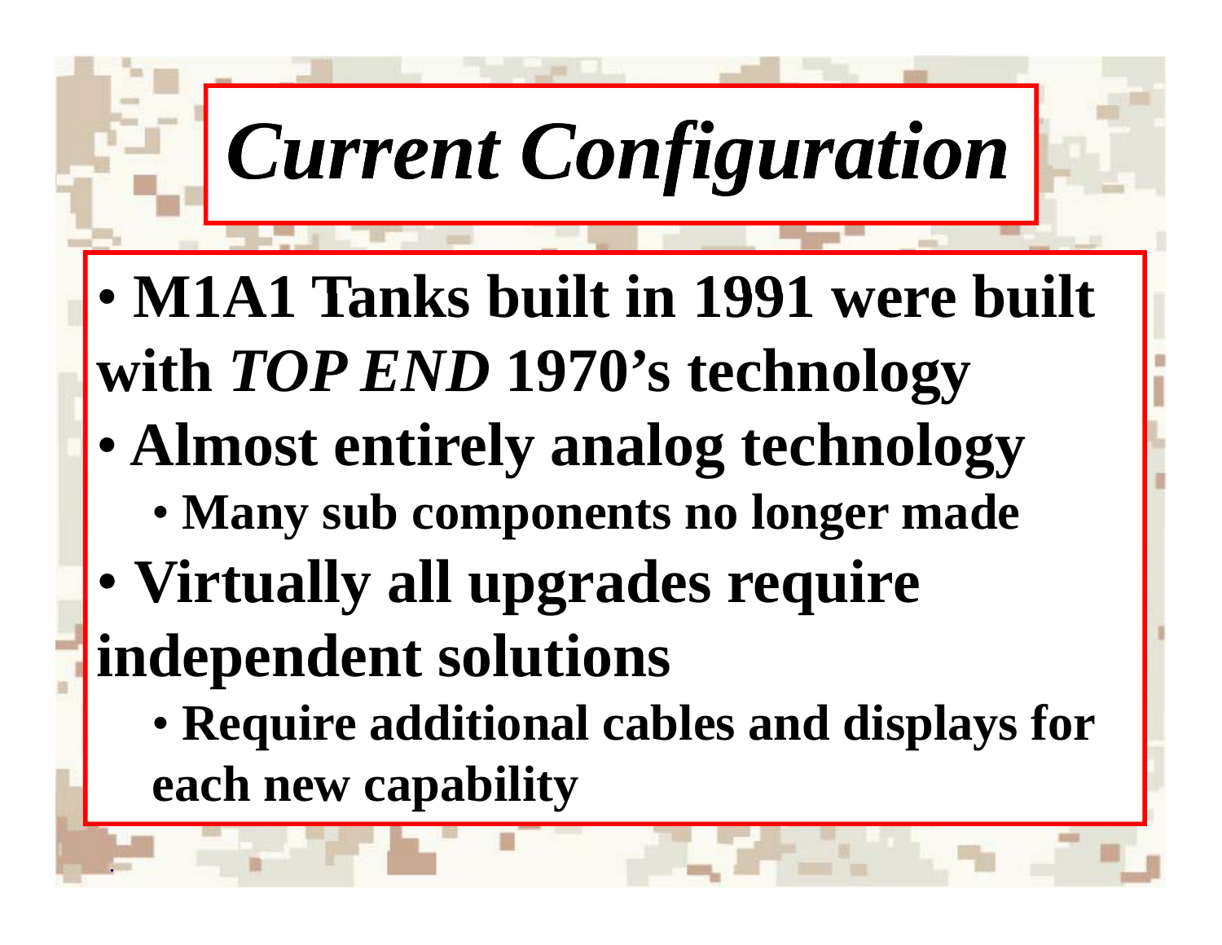# *Current Configuration*

- **M1A1 Tanks built in 1991 were built with *TOP END* 1970's technology**
- **Almost entirely analog technology**
  - **Many sub components no longer made**
- **Virtually all upgrades require independent solutions**
  - **Require additional cables and displays for each new capability**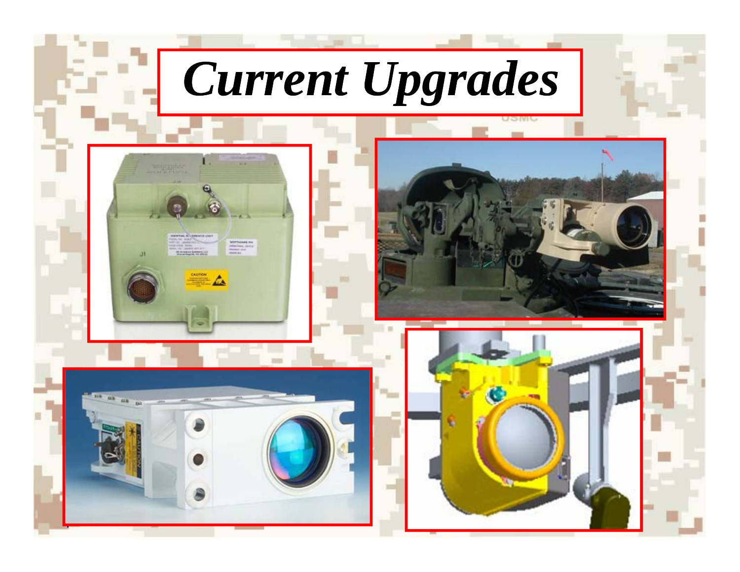# *Current Upgrades*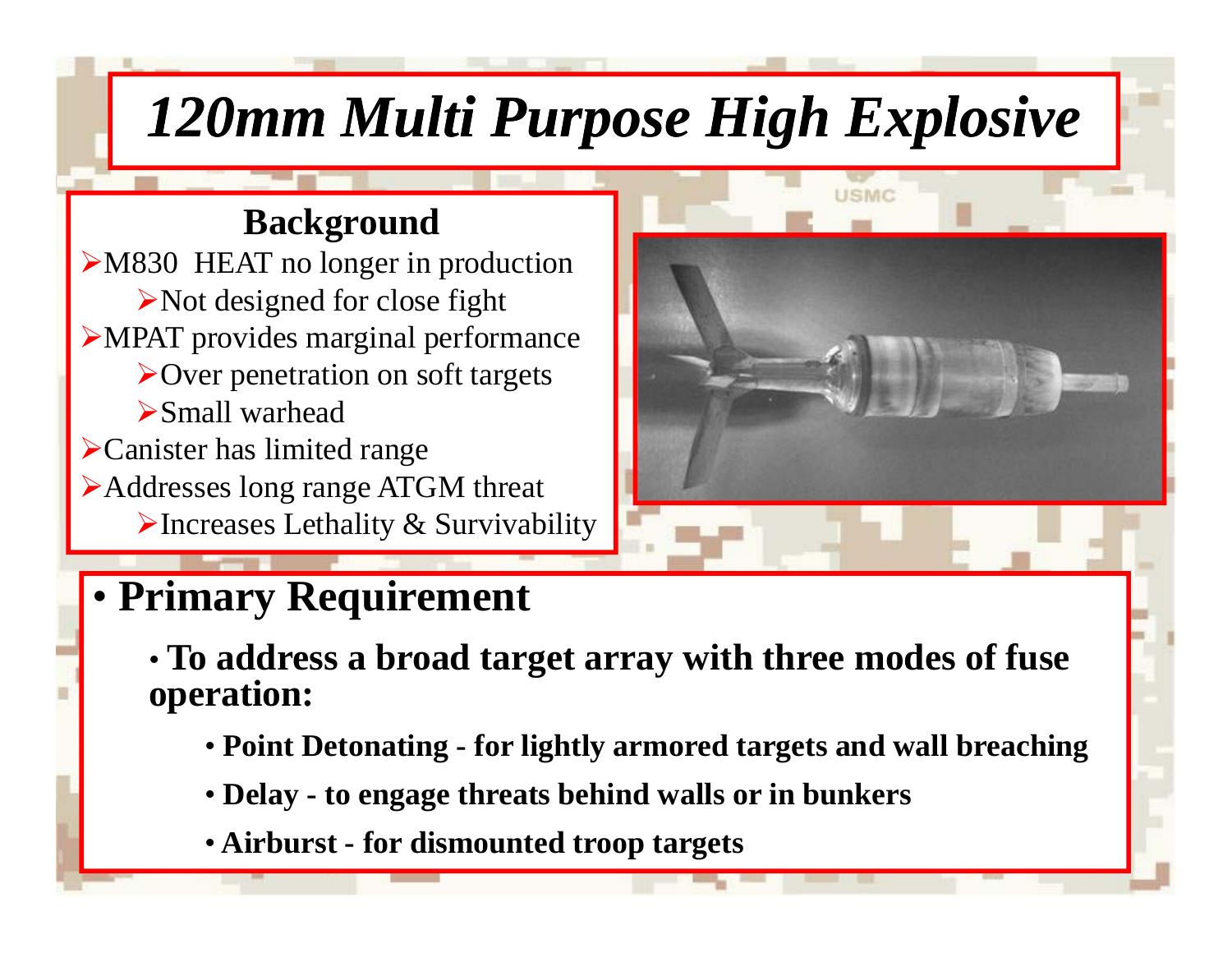# *120mm Multi Purpose High Explosive*

**Background**

- M830 HEAT no longer in production
  - Not designed for close fight
- MPAT provides marginal performance
  - Over penetration on soft targets
  - Small warhead
- Canister has limited range
- Addresses long range ATGM threat
  - Increases Lethality & Survivability

- **Primary Requirement**
  - **To address a broad target array with three modes of fuse operation:**
    - **Point Detonating - for lightly armored targets and wall breaching**
    - **Delay - to engage threats behind walls or in bunkers**
    - **Airburst - for dismounted troop targets**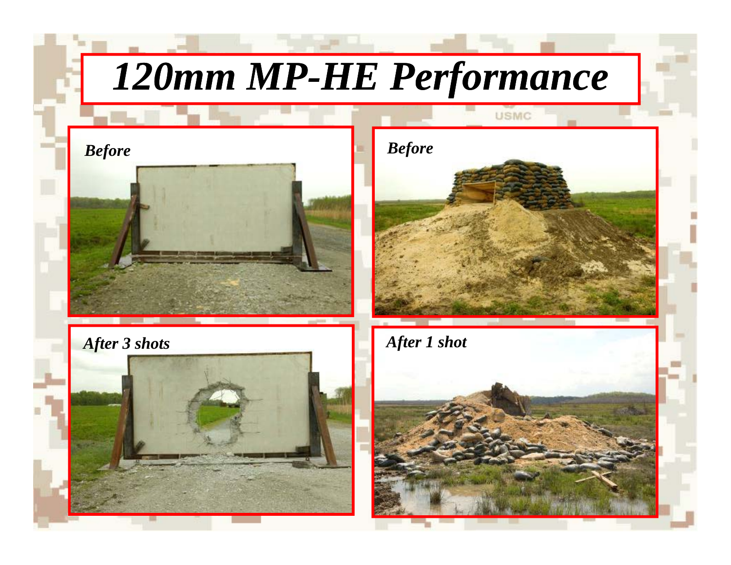# 120mm MP-HE Performance

*Before*

*Before*

*After 3 shots*

*After 1 shot*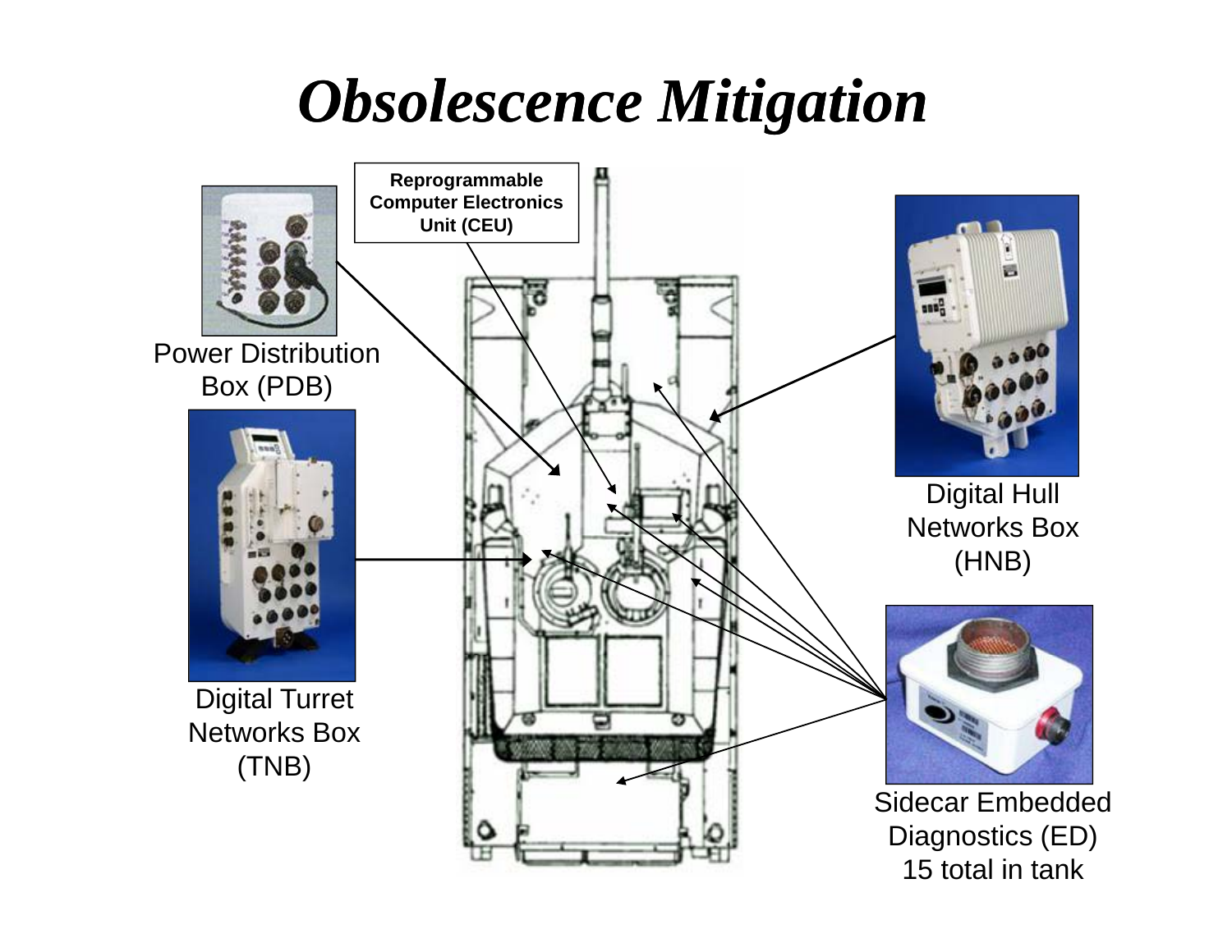# *Obsolescence Mitigation*

Reprogrammable Computer Electronics Unit (CEU)

Power Distribution Box (PDB)

Digital Turret Networks Box (TNB)

Digital Hull Networks Box (HNB)

Sidecar Embedded Diagnostics (ED) 15 total in tank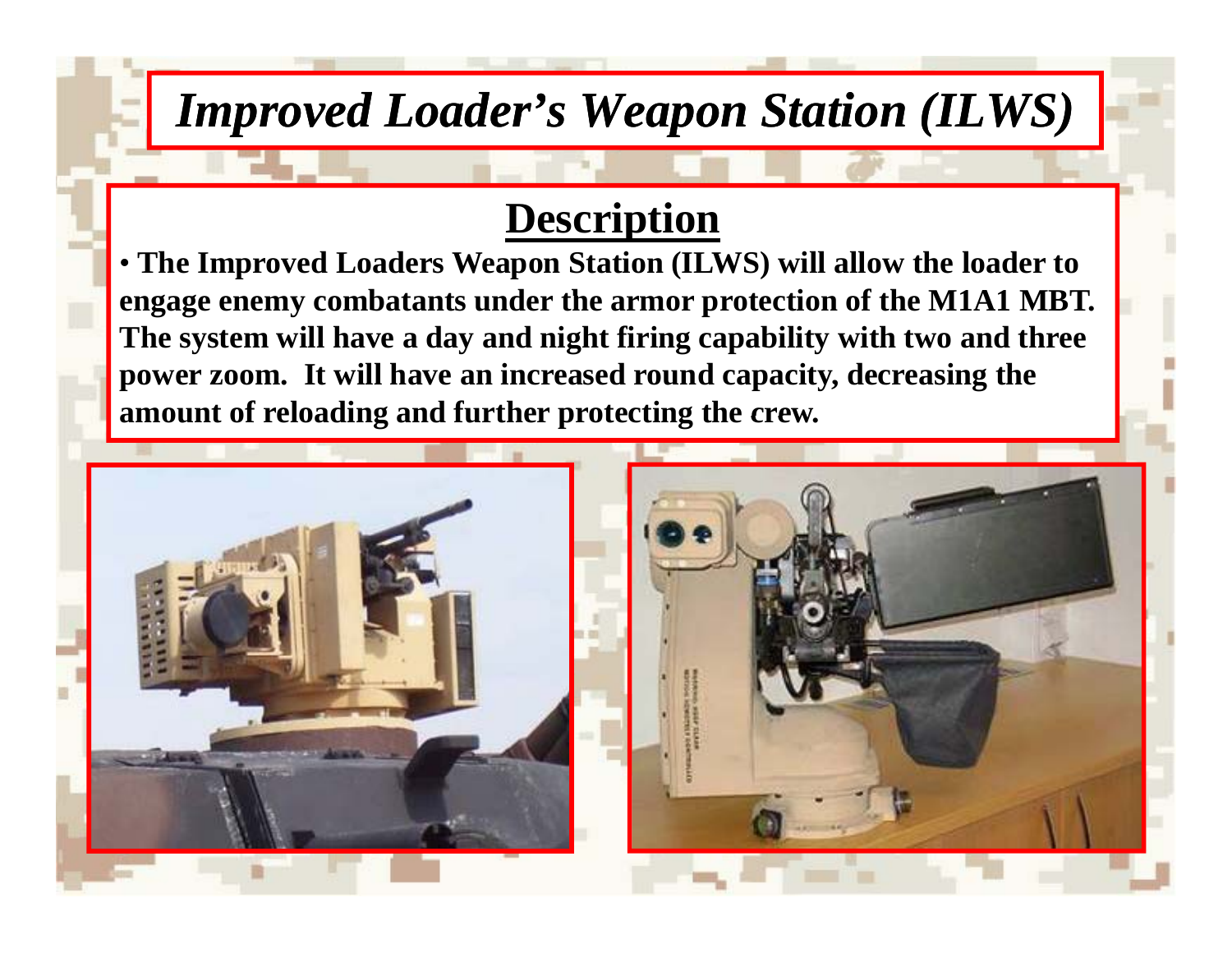# *Improved Loader's Weapon Station (ILWS)*

## Description

- **The Improved Loaders Weapon Station (ILWS) will allow the loader to engage enemy combatants under the armor protection of the M1A1 MBT. The system will have a day and night firing capability with two and three power zoom. It will have an increased round capacity, decreasing the amount of reloading and further protecting the crew.**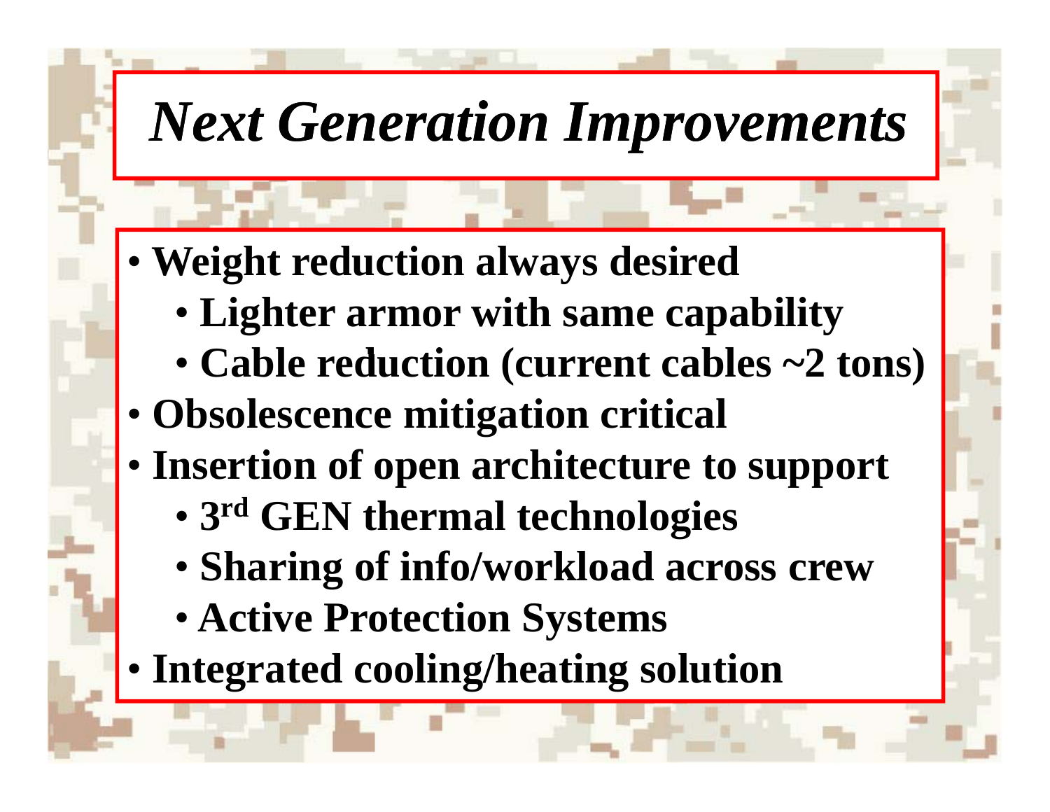# *Next Generation Improvements*

- **Weight reduction always desired**
  - **Lighter armor with same capability**
  - **Cable reduction (current cables ~2 tons)**
- **Obsolescence mitigation critical**
- **Insertion of open architecture to support**
  - **3rd GEN thermal technologies**
  - **Sharing of info/workload across crew**
  - **Active Protection Systems**
- **Integrated cooling/heating solution**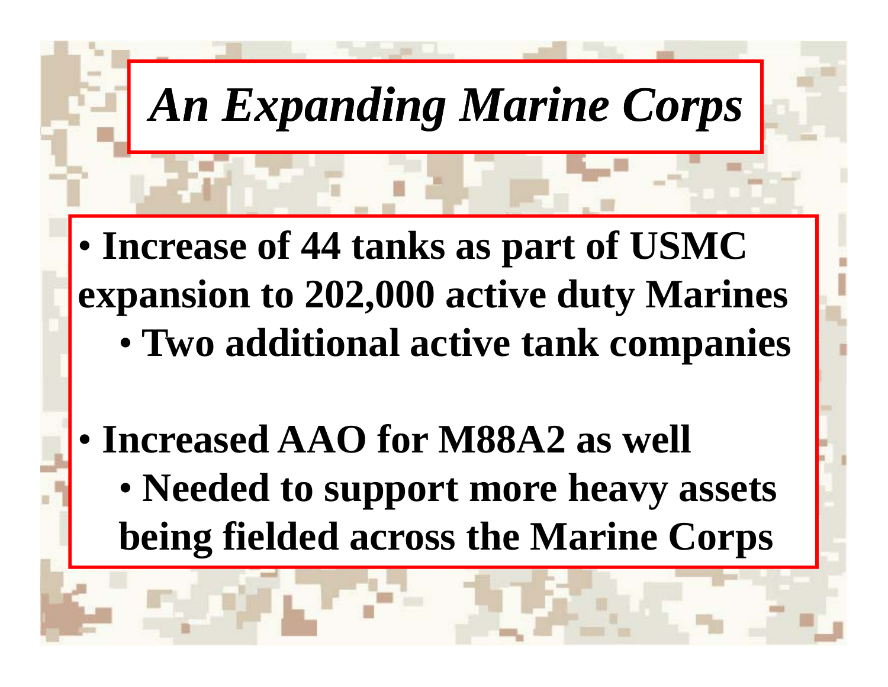# *An Expanding Marine Corps*

- **Increase of 44 tanks as part of USMC expansion to 202,000 active duty Marines**
  - **Two additional active tank companies**

- **Increased AAO for M88A2 as well**
  - **Needed to support more heavy assets being fielded across the Marine Corps**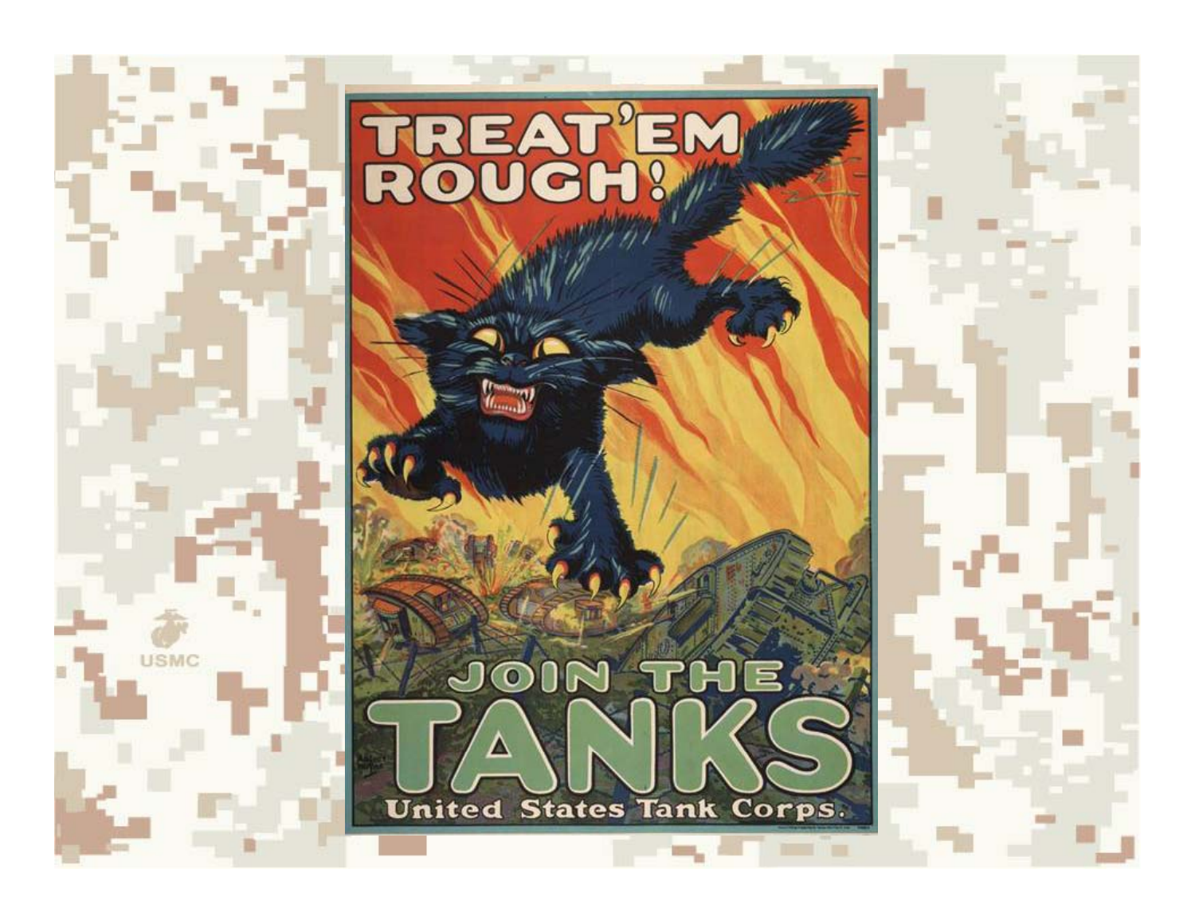TREAT 'EM ROUGH!

JOIN THE TANKS

United States Tank Corps.

USMC